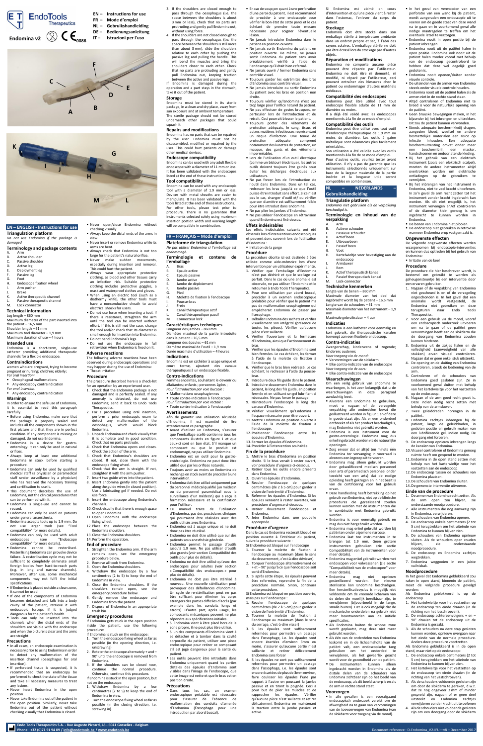# EndoTools Therapeutics

## Endomina v2

CE 0086

- EN – Instructions for use
- FR – Mode d'emploi
- NL – Gebruikshandleiding
- DE – Bedienungsanleitung
- IT – Istruzioni per l'uso

## EN – ENGLISH - Instructions for use

### Triangulation platform

*Do not use Endomina if the package is damaged*

### Terminology and package contents

A. Arm
B. Active shoulder
C. Passive shoulder
D. Active leg
E. Deployment leg
F. Passive leg
G. Foot
H. Endoscope fixation wheel
I. Arm pusher
J. Brake
K. Active therapeutic channel
L. Passive therapeutic channel
M. Lock connector

### Technical information

Leg length – 860 mm
Maximum diameter of the part inserted into the patient – 16,5 mm
Shoulder length – 61 mm
Maximum tool diameter – 1,9 mm
Maximum duration of use – 4 hours

### Intended use

Endomina is a short-term, single-use catheter providing additional therapeutic channels for a flexible endoscope.

### Contraindications

women who are pregnant, trying to become pregnant or nursing; children; elderly;

*For oral insertion:*

- Oesophageal malformations
- Any endoscopy contraindication

*For anal insertion:*

- Any endoscopy contraindication

### Warnings

In order to ensure the safe use of Endomina, it is essential to read this paragraph carefully.

- Before using Endomina, make sure that the package is properly sealed and includes all the components shown in the first picture and that they are in perfect condition. If any component is missing or damaged, do not use Endomina.
- Endomina is a device for gastro-enterology. It can only be used in natural orifices.
- Always keep at least one additional Endomina in stock before starting a procedure.
- Endomina can only be used by qualified medical staff (a physician or paramedical staff under surveillance by a physician) who has received the necessary training and certification to use it.
- This document describes the use of Endomina, not the clinical procedures that can be performed with it.
- Endomina is single-use and cannot be reused.
- Endomina can only be used on patients under general anaesthesia.
- Endomina accepts tools up to 1.9 mm. Do not use larger tools (see "Tool compatibility" for more details).
- Endomina can only be used with adult endoscopes (see "Endoscope compatibility" for more details).
- Endomina cannot be resterilised. Resterilising Endomina can provoke device failure. A resterilization cycle may not be sufficient to completely eliminate small foreign bodies from hard-to-reach parts (e.g. in long and narrow channels). Moreover, after use, some mechanical components may not fulfil the initial specifications.
- If Endomina is placed outside a clean zone, it cannot be used.
- If one of the components of Endomina becomes detached and falls into a body cavity of the patient, retrieve it with endoscopic forceps if it is judged dangerous for the patient's health.
- Tools can only be inserted into the channels when the distal ends of the shoulders are visible with the endoscope and when the picture is clear and the arms are straight.

### Precautions

- In all cases, an endoscopic examination is necessary prior to using Endomina in order to detect any malformation of the insertion channel (oesophagus for oral insertion).
- If perforated tissue is suspected, it is recommended that an endoscopy be performed to check the state of the tissue and take all necessary measures to treat any lesions.
- Never insert Endomina in the open position.
- Never take Endomina out of the patient in the open position. Similarly, never take Endomina out of the patient without checking visually that Endomina is closed.
- Never open/close Endomina without checking visually.
- Always keep the distal ends of the arms in view.
- Never insert or remove Endomina while its arms are bent.
- Always check that Endomina is not too large for the patient's natural orifice.
- Never make sudden movements, especially during insertion and removal. This could hurt the patient.
- Always wear appropriate protective clothing, as blood and other tissues carry an infection risk. Suitable protective clothing includes protective goggles, a mask and waterproof clothes and gloves.
- When using an electric tool (such as a diathermy knife), the other tools must have a nonconductive sheath to avoid electrical shocks for users.
- Do not use force when inserting a tool. If there is resistance, straighten the arm until the tool can be inserted without effort. If this is still not the case, change the tool and/or check that its diameter is small enough for insertion into Endomina.
- Do not bend Endomina's legs.
- Do not use the endoscope in full retrovision when Endomina is fixed on it.

### Adverse reactions

The following adverse reactions have been observed during endoscopic operations and may happen during the use of Endomina:

- Throat irritation

### Procedure

The procedure described here is a check-list for an operation by an experienced user.

1. Check that the Endomina package is not damaged and is perfectly sealed. If any anomaly is detected, do not use Endomina; send it back to Endo Tools Therapeutics.
2. For a procedure using oral insertion, perform a prior endoscopic exam to check any malformation of the oesophagus, which would block Endomina.
3. Unpack Endomina and check visually that it is complete and in good condition. Check that no parts protrude.
4. Check that Endomina opens and closes. Check the action of the arm.
5. Check that Endomina's shoulders are closed. If not, close them with the endoscope fixing wheel.
6. Check that the arm is straight. If not, straighten it with the arm pusher.
7. Insert two guide wires into the patient.
8. Insert Endomina gently into the patient along the guide wires (in closed position). Use a lubricating gel if needed. Do not use force.
9. Insert the endoscope along Endomina's channels.
10. Check visually that there is enough space to open Endomina.
11. Open Endomina with the endoscope fixing wheel.
12. Place the endoscope between the Endomina shoulders.
13. Close the Endomina shoulders.
14. Perform the operation.

### End of procedure

1. Straighten the Endomina arm. If the arm remains open, see the emergency procedure below.
2. Remove all tools from Endomina.
3. Open the Endomina shoulders.
4. Withdraw the endoscope by a few centimetres (2 to 5 cm) to keep the end of Endomina in view.
5. Close the Endomina shoulders. If the shoulders remain open, see the emergency procedure below.
6. Gently remove the endoscope and Endomina from the patient.
7. Dispose of Endomina in an appropriate trash bin.

### Emergency procedures

If Endomina gets stuck in the open position inside the patient, use the following procedure:

If Endomina is stuck on the endoscope:

1. Turn the endoscope fixing wheel as far as possible (in the opening direction, i.e. unscrewing).
2. Rotate the endoscope alternately + and – 90° until the endoscope is removed from Endomina.
3. If the shoulders can be closed now, continue the normal procedure. Otherwise, continue this procedure.

If Endomina is stuck in the open position, but not on the endoscope:

1. Withdraw Endomina by a few centimetres (2 to 5) to keep the end of Endomina in view.
2. Turn the endoscope fixing wheel as far as possible (in the closing direction, i.e. screwing in).
3. If the shoulders are closed enough to pass through the oesophagus (i.e. the space between the shoulders is about 3 mm or less), check that no parts are protruding and gently pull Endomina out, without using force.
4. If the shoulders are not closed enough to pass through the oesophagus (i.e. the space between the shoulders is more than about 3 mm), slide the shoulders relative to each other by pushing the passive leg and pulling the handle. This will bend the muscles and bring the shoulders closer to each other. Check that no parts are protruding and gently pull Endomina out, keeping traction between the active and passive legs.

If Endomina is damaged during the operation and a part stays in the stomach, take it out of the patient.

### Storage

Endomina must be stored in its sterile package, in a clean and dry place, away from sun exposure and at ambient temperature. The sterile package should not be stored underneath other packages that could squash it.

### Repairs and modifications

Endomina has no parts that can be repaired by the user. Endomina must not be disassembled, modified or repaired by the user. This could hurt patients or damage other medical devices.

### Endoscope compatibility

Endomina can be used with any adult flexible endoscope with a diameter of 11 mm or less. It has been validated with the endoscopes listed at the end of these instructions.

### Tool compatibility

Endomina can be used with any endoscopic tool with a diameter of 1.9 mm or less. Devices with metal sheaths are easy to manipulate. It has been validated with the tools listed at the end of these instructions. For other tools, please test prior to procedure. There is no guarantee that instruments selected solely using maximum insertion portion width and working length will be compatible in combination.

## FR – FRANÇAIS – Mode d'emploi

### Plateforme de triangulation

*Ne pas utiliser Endomina si l'emballage est endommagé.*

### Terminologie et contenu de l'emballage

A. Bras
B. Épaule active
C. Épaule passive
D. Jambe active
E. Jambe de déploiement
F. Jambe passive
G. Pied
H. Molette de fixation à l'endoscope
I. Pousse-bras
J. Frein
K. Canal thérapeutique actif
L. Canal thérapeutique passif
M. Connecteur lock

### Caractéristiques techniques

Longueur des jambes – 860 mm
Diamètre maximal de la partie introduite dans le patient – 16,5 mm
Longueur des épaules – 61 mm
Diamètre maximal de l'outil – 1,9 mm
Durée maximale d'utilisation – 4 heures

### Indications

Endomina est un cathéter à usage unique et court terme, ajoutant des canaux thérapeutiques à un endoscope flexible.

### Contre-indications

Femmes enceintes, souhaitant le devenir ou allaitantes; enfants ; personnes âgées ;

*Pour l'introduction par voie buccale :*

- Malformations œsophagiennes
- Toute contre-indication à l'endoscopie

*Pour l'introduction par voie rectale :*

- Toute contre-indication à l'endoscopie

### Avertissements

Afin de garantir une utilisation sécurisée d'Endomina, il est essentiel de lire attentivement ce paragraphe.

- Avant d'utiliser un Endomina, s'assurer que l'emballage scellé contienne tous les composants illustrés en figure 1 et que ceux-ci sont en bon état. S'il manque un composant ou que le produit est endommagé, ne pas utiliser Endomina.
- Endomina est un outil pour la gastro-entérologie. Endomina ne peut donc être utilisé que par les orifices naturels.
- Toujours avoir au moins un Endomina de rechange en stock avant de procéder à une intervention.
- Endomina doit être utilisé uniquement par du personnel médical qualifié (un médecin ou du personnel paramédical sous la surveillance d'un médecin) qui a reçu la formation nécessaire et la certification pour l'utiliser.
- Ce manuel traite de l'utilisation d'Endomina, pas des procédures cliniques qui pourraient être réalisées avec des outils utilisés avec Endomina.
- Endomina est à usage unique et ne doit donc pas être réutilisé.
- Endomina ne doit être utilisé que sur des patients sous anesthésie générale.
- Endomina permet le passage d'outils jusqu'à 1,9 mm. Ne pas utiliser d'outils plus grands (voir section Compatibilité des outils pour plus de détails).
- Endomina ne doit être utilisé qu'avec des endoscopes pour adultes (voir section « Compatibilité des endoscopes » pour plus de détails).
- Endomina ne doit pas être stérilisé à nouveau. Une nouvelle stérilisation peut provoquer des défaillances d'Endomina. Un cycle de re-stérilisation peut ne pas être suffisant pour éliminer les corps étrangers des parties difficiles d'accès (par exemple dans les conduits longs et étroits). D'autre part, après usage, les composants mécaniques peuvent ne plus répondre aux spécifications initiales.
- Si Endomina vient à être placé hors de la zone propre, il ne peut plus être utilisé.
- Si un des composants d'Endomina vient à se détacher et à tomber dans la cavité corporelle du patient, utiliser une pince endoscopique pour retirer ce composant s'il est jugé dangereux pour la santé du patient.
- Les outils peuvent être introduits dans Endomina uniquement quand les parties distales des épaules d'Endomina sont visibles dans l'image de l'endoscope, que cette image est nette et que le bras est en position droite.

### Précautions

- Dans tous les cas, un examen endoscopique préalable est nécessaire pour s'assurer de l'absence de malformation des conduits d'amenée d'Endomina (l'œsophage pour une introduction par abord buccal).
- En cas de soupçon quant à une perforation d'une paroi du patient, il est recommandé de procéder à une endoscopie pour vérifier le bon état de cette paroi et le cas échéant, de prendre toute mesure nécessaire pour soigner l'éventuelle lésion.
- Ne jamais introduire Endomina dans le patient en position ouverte.
- Ne jamais sortir Endomina du patient en position ouverte. De même, ne jamais sortir Endomina du patient sans avoir préalablement vérifié à l'aide de l'endoscope qu'il était bien refermé.
- Ne jamais ouvrir / fermer Endomina sans contrôle visuel.
- Toujours garder les extrémités des bras d'Endomina sous contrôle visuel.
- Ne jamais introduire ou sortir Endomina du patient avec les bras en position non droite.
- Toujours vérifier qu'Endomina n'est pas trop large pour l'orifice naturel du patient.
- Ne pas effectuer de gestes brusques, en particulier lors de l'introduction et du retrait. Ceci pourrait blesser le patient.
- Toujours porter des vêtements de protection adéquats, le sang, tissus et autres matières infectieuses représentant un risque d'infection. Une tenue de protection adéquate comprend notamment des lunettes de protection, un masque, des gants et des vêtements imperméables.
- Lors de l'utilisation d'un outil électrique (comme un bistouri électrique), les autres outils doivent toujours être gainés pour éviter les décharges électriques aux utilisateurs.
- Ne pas forcer lors de l'introduction de l'outil dans Endomina. Dans un tel cas, redresser les bras jusqu'à ce que l'outil puisse être introduit sans effort. Si ce n'est pas le cas, changer d'outil et/ou vérifier que son diamètre est suffisamment faible pour être introduit dans Endomina.
- Ne pas plier les jambes d'Endomina.
- Ne pas utiliser l'endoscope en rétrovision quand Endomina est fixé dessus.

### Effets indésirables

Les effets indésirables suivants ont été observés lors d'interventions endoscopiques et peuvent donc survenir lors de l'utilisation d'Endomina :

- Irritation de la gorge

### Procédure

La procédure décrite ici est destinée à être utilisée comme aide-mémoire lors d'une intervention par un utilisateur expérimenté.

1. Vérifier que l'emballage d'Endomina n'est pas déchiré et que le scellage est parfait. Dans le cas où une anomalie est observée, ne pas utiliser l'Endomina et le retourner à Endo Tools Therapeutics.
2. Pour une utilisation par abord buccal, procéder à un examen endoscopique préalable pour vérifier que le patient n'a pas de malformation œsophagienne qui empêcherait Endomina de passer par l'œsophage.
3. Déballer Endomina des sachets et vérifier visuellement son intégrité (présence de toutes les pièces). Vérifier qu'aucune pièce n'est saillante.
4. Vérifier l'ouverture et la fermeture d'Endomina, ainsi que l'actionnement du bras.
5. Vérifier que les épaules d'Endomina sont bien fermées. Le cas échéant, les fermer à l'aide de la molette de fixation à l'endoscope.
6. Vérifier que le bras bien redressé. Le cas échéant, le redresser à l'aide du pousse-bras.
7. Introduire deux fils guide dans le patient.
8. Introduire doucement Endomina dans le patient, le long des fils guide, en position fermée et en utilisant un gel lubrifiant si nécessaire. Ne pas forcer le passage.
9. Réintroduire l'endoscope le long des canaux d'Endomina.
10. Vérifier visuellement qu'Endomina a l'espace nécessaire pour être ouvert.
11. Mettre Endomina en position ouverte à l'aide de la molette de fixation à l'endoscope.
12. Positionner l'endoscope entre les épaules d'Endomina.
13. Fermer les épaules d'Endomina.
14. Procéder à l'intervention souhaitée.

### Fin de la procédure

1. Mettre le bras d'Endomina en position droite. Si le bras venait à rester ouvert, voir procédure d'urgence ci-dessous.
2. Retirer tous les outils encore présents dans Endomina.
3. Ouvrir les épaules d'Endomina.
4. Reculer l'endoscope de quelques centimètres (de 2 à 5 cm) pour garder la vision de l'extrémité d'Endomina.
5. Refermer les épaules d'Endomina. Si les épaules venaient à rester ouvertes, voir procédure d'urgence ci-dessous.
6. Retirer doucement l'endoscope et Endomina.
7. Jeter Endomina dans une poubelle appropriée.

### Procédure d'urgence

Dans le cas où Endomina resterait bloqué en position ouverte à l'intérieur du patient, suivre la procédure suivante :

Si Endomina est bloqué sur l'endoscope

1. Tourner la molette de fixation à l'endoscope au maximum (dans le sens du desserrement, c'est-à-dire dévisser).
2. Torquer l'endoscope alternativement de + et – 90° jusqu'à ce que l'endoscope soit sorti d'Endomina.
3. Si après cette étape, les épaules peuvent être refermées, reprendre la fin de la procédure normale. Sinon, continuer cette procédure.

Si Endomina est bloqué en position ouverte, mais pas sur l'endoscope :

1. Reculer l'endoscope de quelques centimètres (de 2 à 5 cm) pour garder la vision de l'extrémité d'Endomina.
2. Tourner la molette de fixation à l'endoscope au maximum (dans le sens du serrage, c'est-à-dire visser)
3. Si les épaules sont suffisamment refermées pour permettre un passage dans l'œsophage, i.e. les épaules sont encore écartées d'environ 3mm ou moins, s'assurer qu'aucune partie n'est saillante et retirer délicatement Endomina sans forcer
4. Si les épaules ne sont pas suffisamment refermées pour permettre un passage dans l'œsophage, i.e. les épaules sont encore écartées de plus de 3mm environ, faire coulisser les épaules l'une par rapport à l'autre en poussant la jambe passive et en tirant la poignée. Ceci a pour but de plier les muscles et de rapprocher les épaules. Vérifier qu'aucune pièce n'est saillante et retirer délicatement Endomina en maintenant la traction entre la jambe passive et active.

Si Endomina est abîmé en cours d'intervention et qu'une pièce vient à rester dans l'estomac, l'enlever du corps du patient.

### Stockage

Endomina doit être stocké dans son emballage stérile à température ambiante dans un endroit propre et sec, à l'abri des rayons solaires. L'emballage stérile ne doit pas être écrasé lors du stockage par d'autres objets.

### Réparation et modifications

Endomina ne comporte aucune pièce pouvant être réparée par l'utilisateur. Endomina ne doit être ni démonté, ni modifié, ni réparé par l'utilisateur, ceci pouvant entraîner des blessures chez le patient ou endommager d'autres matériels médicaux.

### Compatibilité des endoscopes

Endomina peut être utilisé avec tout endoscope flexible adulte de 11 mm de diamètre ou moins.

Il a déjà été validé avec les endoscopes mentionnés à la fin de ce mode d'emploi.

### Compatibilité des outils

Endomina peut être utilisé avec tout outil d'endoscopie thérapeutique de 1.9 mm ou moins de diamètre. Les outils à gaine métallique sont néanmoins plus facilement orientables.

Son utilisation a été validée avec les outils mentionnés à la fin de ce mode d'emploi.

Pour d'autres outils, veuillez tester avant utilisation. Il n'y a pas de garantie que les instruments sélectionnés uniquement sur base de la largeur maximale de la partie insérée et la longueur utile seront compatibles en combinaison.

## NL – NEDERLANDS – Gebruikshandleiding

### Triangulatie platform

*Endomina niet gebruiken als de verpakking beschadigd is.*

### Terminologie en inhoud van de verpakking

A. Arm
B. Actieve schouder
C. Passieve schouder
D. Actief been
E. Uitvouwbeen
F. Passief been
G. Voet
H. Kartelwieltje voor bevestiging aan de endoscoop
I. Armduwer
J. Rem
K. Actief therapeutisch kanaal
L. Passief therapeutisch kanaal
M. Lock-connector

### Technische kenmerken

Lengte van de benen – 860 mm
Maximale diameter van het deel dat ingebracht wordt bij de patiënt – 16,5 mm
Lengte van de schouders – 61 mm
Maximale diameter van het instrument – 1,9 mm
Maximale gebruiksduur – 4 uur

### Indicaties

Endomina is een katheter voor eenmalig en kort gebruik, die therapeutische kanalen toevoegt aan een flexibele endoscoop.

### Contra-indicaties

Zwangerschap, kinderwens of zogende; kinderen; ouderen;

*Voor toegang via de mond:*

- Vervormingen van de slokdarm
- Elke contra-indicatie van de endoscopie

*Voor toegang via de aars:*

- Elke contra-indicatie van de endoscopie

### Waarschuwingen

Om een veilig gebruik van Endomina te waarborgen, is het zeer belangrijk dat u de waarschuwingen in deze paragraaf aandachtig leest.

- Alvorens een Endomina te gebruiken, moet u nagaan of de verzegelde verpakking alle onderdelen bevat die geïllustreerd worden in figuur 1 en of deze in goede staat zijn. Als er een onderdeel ontbreekt of als het product beschadigd is, mag Endomina niet gebruikt worden.
- Endomina is een instrument voor de gastro-enterologie. Endomina mag dus enkel ingebracht worden via de natuurlijke openingen.
- Zorg ervoor dat er altijd ten minste één Endomina ter vervanging in voorraad is alvorens een ingreep uit te voeren.
- Endomina mag alleen gebruikt worden door gekwalificeerd medisch personeel (een arts of paramedisch personeel onder toezicht van een arts) dat de nodige opleiding heeft gekregen en in het bezit is van de certificering voor het gebruik ervan.
- Deze handleiding heeft betrekking op het gebruik van Endomina, niet op de klinische procedures die gerealiseerd zouden kunnen worden met de instrumenten die in combinatie met Endomina gebruikt worden.
- Endomina is voor eenmalig gebruik en mag dus niet hergebruikt worden.
- Endomina mag enkel gebruikt worden bij patiënten onder algemene narcose.
- Endomina laat toe instrumenten in te brengen tot 1,9 mm. Geen grotere instrumenten gebruiken (zie sectie Compatibiliteit van de instrumenten voor meer details).
- Endomina mag enkel gebruikt worden met endoscopen voor volwassenen (zie sectie "Compatibiliteit van de endoscopen" voor meer details).
- Endomina mag niet opnieuw gesteriliseerd worden. Een nieuwe sterilisatie kan Endomina beschadigen. Een hersterilisatiecyclus is mogelijk niet voldoende om de vreemde lichamen van de delen die moeilijk bereikbaar zijn, te verwijderen (bijvoorbeeld in de lange, smalle buizen). Het is ook mogelijk dat de mechanische onderdelen na gebruik niet meer beantwoorden aan de initiële specificaties.
- Als Endomina buiten de schone zone wordt geplaatst, mag deze niet meer gebruikt worden.
- Als één van de onderdelen van Endomina loskomt en in de lichaamsholte van de patiënt valt, een endoscopische tang gebruiken om het onderdeel te verwijderen, als het gevaarlijk geacht wordt voor de gezondheid van de patiënt.
- De instrumenten kunnen alleen ingebracht worden in Endomina als de distale delen van de schouders van Endomina zichtbaar zijn op het beeld van de endoscoop, als dit beeld scherp is en als de arm in rechte stand staat.

### Voorzorgen

- In alle gevallen is een voorafgaand endoscopisch onderzoek vereist om de afwezigheid na te gaan van vervormingen van de toevoerwegen van Endomina (van de slokdarm voor toegang via de mond).
- In het geval van vermoeden van een perforatie van een wand bij de patiënt, wordt aangeraden een endoscopie uit te voeren om de goede staat van deze wand na te gaan en in voorkomend geval alle nodige maatregelen te treffen om het eventuele letsel te verzorgen.
- Endomina nooit in open positie bij de patiënt inbrengen.
- Endomina nooit uit de patiënt halen in open positie. Endomina ook nooit uit de patiënt halen zonder vooraf met behulp van de endoscoop gecontroleerd te hebben dat deze wel degelijk goed gesloten is.
- Endomina nooit openen/sluiten zonder visuele controle.
- De uiteinden van de armen van Endomina steeds onder visuele controle houden.
- Endomina nooit uit de patiënt halen als de armen niet in de rechte stand staan.
- Altijd controleren of Endomina niet te breed is voor de natuurlijke opening van de patiënt.
- Geen bruuske bewegingen maken, in het bijzonder bij het inbrengen en uittrekken. Dit zou de patiënt kunnen verwonden.
- Steeds adequate beschermkledij dragen, aangezien bloed, weefsel en andere besmettelijke materialen een risico op infectie inhouden. Een adequate beschermuitrusting omvat onder meer een beschermbril, een masker, handschoenen en ondoorlatende kleding.
- Bij het gebruik van een elektrisch instrument (zoals een elektrisch scalpel), moeten de andere instrumenten altijd overtrokken worden om elektrische ontladingen op de gebruikers te vermijden.
- Bij het inbrengen van het instrument in Endomina, niet te veel kracht uitoefenen. In zo'n geval de arm recht zetten tot het instrument zonder kracht ingebracht kan worden. Als dit niet mogelijk is, het instrument vervangen en/of controleren of de diameter klein genoeg is om ingebracht te kunnen worden in Endomina.
- De benen van Endomina niet plooien.
- De endoscoop niet gebruiken in retrovisie wanneer Endomina erop vastgemaakt is.

### Ongewenste effecten

De volgende ongewenste effecten werden waargenomen bij endoscopie-interventies en kunnen dus optreden bij het gebruik van Endomina:

- Irritatie van de keel

### Procedure

De procedure die hier beschreven wordt, is bestemd om gebruikt te worden als geheugensteuntje bij een interventie door een ervaren gebruiker.

1. Nagaan of de verpakking van Endomina niet gescheurd is en of de verzegeling ongeschonden is. In het geval dat een anomalie wordt vastgesteld, de Endomina niet gebruiken en deze terugsturen naar Endo Tools Therapeutics.
2. Voor een gebruik via de mond, vooraf een endoscopisch onderzoek uitvoeren om na te gaan of de patiënt geen vervormingen heeft aan de slokdarm die de doorgang van Endomina zouden hinderen.
3. Endomina uit de zakjes halen en de volledigheid (aanwezigheid van alle stukken) ervan visueel controleren. Nagaan dat er geen enkel stuk uitsteekt.
4. De opening en de sluiting van Endomina controleren, alsook de bediening van de arm.
5. Controleren of de schouders van Endomina goed gesloten zijn. Ze in voorkomend geval sluiten met behulp van het kartelwieltje voor het vastzetten op de endoscoop.
6. Nagaan of de arm goed recht gezet is. Deze indien nodig recht zetten met behulp van de armduwer.
7. Twee geleiddraden inbrengen in de patiënt.
8. Endomina zachtjes inbrengen bij de patiënt, langs de geleiddraden, in gesloten positie en gebruik maken van een lubrifiërende gel, indien nodig. De doorgang niet forceren.
9. De endoscoop opnieuw inbrengen langs de kanalen van Endomina.
10. Visueel controleren of Endomina genoeg ruimte heeft om geopend te worden.
11. Endomina in de open stand zetten met behulp van het kartelwieltje voor het vastzetten aan de endoscoop.
12. De endoscoop tussen de schouders van Endomina plaatsen.
13. De schouders van Endomina sluiten.
14. De gewenste interventie uitvoeren.

### Einde van de procedure

1. De armen van Endomina recht zetten. Als de arm open zou blijven, zie onderstaande noodprocedure.
2. Alle instrumenten die nog aanwezig zijn in Endomina, verwijderen.
3. De schouders van Endomina openen.
4. De endoscoop enkele centimeters (2 tot 5 cm) terugtrekken om het uiteinde van Endomina te kunnen blijven zien.
5. De schouders van Endomina opnieuw sluiten. Als de schouders open zouden blijven, zie onderstaande noodprocedure.
6. De endoscoop en Endomina zachtjes wegtrekken.
7. Endomina weggooien in een juiste vuilnisbak.

### Noodprocedure

In het geval dat Endomina geblokkeerd zou raken in open stand, binnenin de patiënt, moet de volgende procedure gevolgd worden:

Als Endomina geblokkeerd is op de endoscoop

1. Het kartelwieltje voor het vastzetten op de endoscoop ten volle draaien (in de richting van het losschroeven).
2. De endoscoop achtereenvolgens + en – 90° draaien tot de endoscoop uit de Endomina is geraakt.
3. Als de schouders na deze stap gesloten kunnen worden, opnieuw overgaan naar het einde van de normale procedure. Anders deze procedure voortzetten.

Als Endomina geblokkeerd is in de open stand, maar niet op de endoscoop:

1. De endoscoop enkele centimeters (2 tot 5 cm) terugtrekken om het uiteinde van Endomina te kunnen blijven zien.
2. Het kartelwieltje voor het vastzetten op de endoscoop ten einde draaien (in de richting van het vastschroeven).
3. Als de schouders voldoende gesloten zijn om door de slokdarm te geraken, d.w.z. dat ze nog ongeveer 3 mm of minder gespreid zijn, nagaan of er geen deel uitsteekt en Endomina zachtjes verwijderen zonder kracht uit te oefenen
4. Als de schouders niet voldoende gesloten zijn om een doorgang door de slokdarm

Endo Tools Therapeutics S.A. - Rue Auguste Piccard, 48 - 6041 Gosselies - Belgium
Phone : +32 (0)71 91 94 09 / info@endotools.be / www.endotools.be

Document reference : D-Endomina_V2-IFU—v8 – December 2017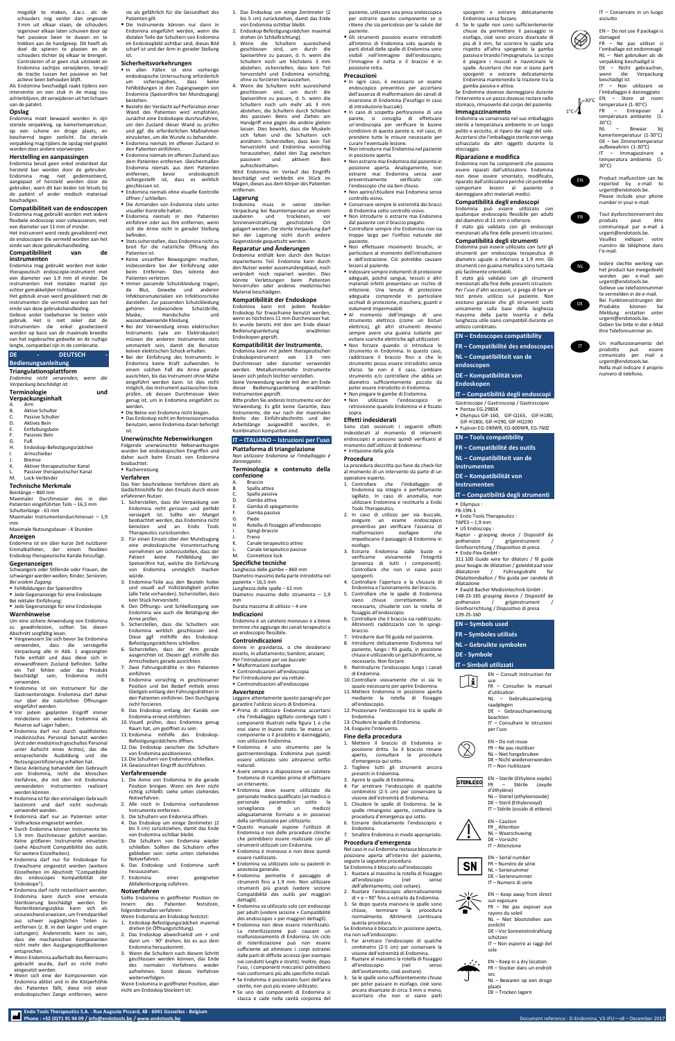mogelijk te maken, d.w.z. als de schouders nog verder dan ongeveer 3 mm uit elkaar staan, de schouders tegenover elkaar laten schuiven door op het passieve been te duwen en te trekken aan de handgreep. Dit heeft als doel de spieren te ploeien en de schouders dichter bij elkaar te brengen. Controleren of er geen stuk uitsteekt en Endomina zachtjes verwijderen, terwijl de tractie tussen het passieve en het actieve been behouden blijft.

Als Endomina beschadigd raakt tijdens een interventie en een stuk in de maag zou achterblijven, dit verwijderen uit het lichaam van de patiënt.

## Opslag

Endomina moet bewaard worden in zijn steriele verpakking, op kamertemperatuur, op een schone en droge plaats, en beschermd tegen zonlicht. De steriele verpakking mag tijdens de opslag niet geplet worden door andere voorwerpen.

## Herstelling en aanpassingen

Endomina bevat geen enkel onderdeel dat hersteld kan worden door de gebruiker. Endomina mag niet gedemonteerd, aangepast of hersteld worden door de gebruiker, want dit kan leiden tot letsels bij de patiënt of ander medisch materiaal beschadigen.

## Compatibiliteit van de endoscopen

Endomina mag gebruikt worden met iedere flexibele endoscoop voor volwassenen, met een diameter van 11 mm of minder.

Het instrument werd reeds gevalideerd met de endoscopen die vermeld worden aan het einde van deze gebruikshandleiding.

## Compatibiliteit van de instrumenten

Endomina mag gebruikt worden met ieder therapeutisch endoscopie-instrument met een diameter van 1.9 mm of minder. De instrumenten met metalen mantel zijn echter gemakkelijker richtbaar.

Het gebruik ervan werd gevalideerd met de instrumenten die vermeld worden aan het einde van deze gebruikshandleiding.

Gelieve ander toebehoren te testen vóór gebruik. Het is niet zeker dat de instrumenten die enkel geselecteerd worden op basis van de maximale breedte van het ingebrachte gedeelte en de nuttige lengte, compatibel zijn in de combinatie.

## DE – DEUTSCH - Bedienungsanleitung

### Triangulationsplattform

*Endomina nicht verwenden, wenn die Verpackung beschädigt ist.*

### Terminologie und Verpackungsinhalt

A. Arm
B. Aktive Schulter
C. Passive Schulter
D. Aktives Bein
E. Entfaltungsbein
F. Passives Bein
G. Fuß
H. Endoskop-Befestigungsrädchen
I. Armschieber
J. Bremse
K. Aktiver therapeutischer Kanal
L. Passiver therapeutischer Kanal
M. Lock-Verbinder

### Technische Merkmale

Beinlänge – 860 mm
Maximaler Durchmesser des in den Patienten eingeführten Teils – 16,5 mm
Schulterlänge - 61 mm
Maximaler Instrumentendurchmesser – 1,9 mm
Maximale Nutzungsdauer - 4 Stunden

### Anzeigen

Endomina ist ein über kurze Zeit nutzbarer Einmalkatheter, der einem flexiblen Endoskop therapeutische Kanäle hinzufügt.

### Gegenanzeigen

Schwangere oder Stillende oder Frauen, die schwanger werden wollen; Kinder; Senioren;
*Bei oralem Zugang:*
- Fehlbildungen der Speiseröhre
- Jede Gegenanzeige für eine Endoskopie

Bei rektaler Einführung:
- Jede Gegenanzeige für eine Endoskopie

### Warnhinweise

Um eine sichere Anwendung von Endomina zu gewährleisten, sollten Sie diesen Abschnitt sorgfältig lesen.

- Vergewissern Sie sich bevor Sie Endomina verwenden, dass die versiegelte Verpackung alle in Abb. 1 angezeigten Teile enthält und dass diese sich in einwandfreiem Zustand befinden. Sollte ein Teil fehlen oder das Produkt beschädigt sein, Endomina nicht verwenden.
- Endomina ist ein Instrument für die Gastroenterologie. Endomina darf daher nur über die natürlichen Öffnungen eingeführt werden.
- Vor jedem geplanten Eingriff immer mindestens ein weiteres Endomina als Reserve auf Lager haben.
- Endomina darf nur durch qualifiziertes medizinisches Personal benutzt werden (Arzt oder medizinisch geschultes Personal unter Aufsicht eines Arztes), das die entsprechende Ausbildung und die Nutzungszertifizierung erhalten hat.
- Diese Anleitung behandelt den Gebrauch von Endomina, nicht die klinischen Verfahren, die mit dem mit Endomina verwendeten Instrumenten realisiert werden können.
- Endomina ist für den einmaligen Gebrauch bestimmt und darf nicht nochmals verwendet werden.
- Endomina darf nur an Patienten unter Vollnarkose eingesetzt werden.
- Durch Endomina können Instrumente bis 1.9 mm Durchmesser geführt werden. Keine größeren Instrumente einsetzen (siehe Abschnitt Compatibilité des outils für weitere Einzelheiten).
- Endomina darf nur für Endoskope für Erwachsene eingesetzt werden (weitere Einzelheiten im Abschnitt "Compatibilité des endoscopes Kompatibilität der Endoskope").
- Endomina darf nicht resterilisiert werden. Endomina kann durch eine erneute Sterilisierung beschädigt werden. Ein Resterilisierungszyklus kann sich als unzureichend erweisen, um Fremdpartikel aus schwer zugänglichen Teilen zu entfernen (z. B. in den langen und engen Leitungen). Andererseits kann es sein, dass die mechanischen Komponenten nicht mehr den Ausgangsspezifikationen entsprechen.
- Wenn Endomina außerhalb des Reinraums gebracht wurde, darf es nicht mehr eingesetzt werden.
- Wenn sich eine der Komponenten von Endomina ablöst und in die Körperhöhle des Patienten fällt, diese mit einer endoskopischen Zange entfernen, wenn sie als gefährlich für die Gesundheit des Patienten gilt.
- Die Instrumente können nur dann in Endomina eingeführt werden, wenn die distalen Teile der Schultern von Endomina im Endoskopbild sichtbar sind, dieses Bild scharf ist und der Arm in gerader Stellung ist.

### Sicherheitsvorkehrungen

- In allen Fällen ist eine vorherige endoskopische Untersuchung erforderlich um sicherzugehen, dass keine Fehlbildungen in den Zugangswegen von Endomina (Speiseröhre bei Mundzugang) bestehen.
- Besteht der Verdacht auf Perforation einer Wand des Patienten wird empfohlen, zunächst eine Endoskopie durchzuführen, um den Zustand des Patienten zu prüfen und ggf. die erforderlichen Maßnahmen einzuleiten, um die Wunde zu behandeln.
- Endomina niemals im offenen Zustand in den Patienten einführen.
- Endomina niemals im offenen Zustand aus dem Patienten entfernen. Gleichermaßen Endomina niemals aus dem Patienten entfernen, bevor endoskopisch sichergestellt ist, dass es wirklich geschlossen ist.
- Endomina niemals ohne visuelle Kontrolle öffnen / schließen.
- Die Armenden von Endomina stets unter visueller Kontrolle halten.
- Endomina niemals in den Patienten einführen oder aus ihm entfernen, wenn sich die Arme nicht in gerader Stellung befinden.
- Stets sicherstellen, dass Endomina nicht zu breit für die natürliche Öffnung des Patienten ist.
- Keine unsanften Bewegungen machen, insbesondere bei der Einführung oder beim Entfernen. Dies könnte den Patienten verletzen.
- Immer passende Schutzkleidung tragen, da Blut, Gewebe und andere Infektionsmaterialien ein Infektionsrisiko darstellen. Zur passenden Schutzkleidung gehören insbesondere Schutzbrille, Maske, Handschuhe und wasserabweisende Kleidung.
- Bei der Verwendung eines elektrischen Instruments (wie ein Elektrokauter) müssen die anderen Instrumente stets ummantelt sein, damit die Benutzer keinen elektrischen Schock erhalten.
- Bei der Einführung des Instruments in Endomina keine Kraft aufwenden. In einem solchen Fall die Arme gerade ausrichten, bis das Instrument ohne Mühe eingeführt werden kann. Ist dies nicht möglich, das Instrument austauschen bzw. prüfen, ob dessen Durchmesser klein genug ist, um in Endomina eingeführt zu werden.
- Die Beine von Endomina nicht biegen.
- Das Endoskop nicht im Retrovisionsmodus benutzen, wenn Endomina daran befestigt ist.

### Unerwünschte Nebenwirkungen

Folgende unerwünschte Nebenwirkungen wurden bei endoskopischen Eingriffen und daher auch beim Einsatz von Endomina beobachtet:
- Racheneizung

### Verfahren

Das hier beschriebene Verfahren dient als Gedächtnishilfe für den Einsatz durch einen erfahrenen Nutzer.

1. Sicherstellen, dass die Verpackung von Endomina nicht gerissen und perfekt versiegelt ist. Sollte ein Mangel bemerkt werden, Endomina nicht benutzen und an Endo Tools Therapeutics zurücksenden.
2. Für einen Einsatz über den Mundzugang eine endoskopische Voruntersuchung vornehmen um sicherzustellen, dass der Patient keine Fehlbildung der Speiseröhre hat, welche die Einführung von Endomina unmöglich machen würde.
3. Endomina-Teile aus den Beuteln holen und visuell auf Vollständigkeit prüfen (alle Teile vorhanden). Sicherstellen, dass kein Stück hervorsteht.
4. Den Öffnungs- und Schließvorgang von Endomina wie auch die Betätigung der Arme prüfen.
5. Sicherstellen, dass die Schultern von Endomina wirklich geschlossen sind. Diese ggf. mithilfe des Endoskop-Befestigungsrädchens schließen.
6. Sicherstellen, dass der Arm gerade ausgerichtet ist. Diesen ggf. mithilfe des Armschiebers gerade ausrichten.
7. Zwei Führungsdrähte in den Patienten einführen.
8. Endomina vorsichtig in geschlossener Position und bei Bedarf mittels eines Gleitgels entlang den Führungsdrähten in den Patienten einführen. Den Durchgang nicht forcieren.
9. Das Endoskop entlang der Kanäle von Endomina erneut einführen.
10. Visuell prüfen, dass Endomina genug Raum hat, um geöffnet zu sein.
11. Endomina mithilfe des Endoskop-Befestigungsrädchens öffnen.
12. Das Endoskop zwischen die Schultern von Endomina positionieren.
13. Die Schultern von Endomina schließen.
14. Gewünschten Eingriff durchführen.

### Verfahrensende

1. Die Arme von Endomina in die gerade Position bringen. Wenn ein Arm nicht richtig schließt: siehe unten stehendes Notverfahren.
2. Alle noch in Endomina vorhandenen Instrumente entfernen.
3. Die Schultern von Endomina öffnen.
4. Das Endoskop um einige Zentimeter (2 bis 5 cm) zurückziehen, damit das Ende von Endomina sichtbar bleibt.
5. Die Schultern von Endomina wieder schließen. Sollten die Schultern offen geblieben sein: siehe unten stehendes Notverfahren.
6. Das Endoskop und Endomina sanft herausziehen.
7. Endomina einer geeigneten Abfallentsorgung zuführen.

### Notverfahren

Sollte Endomina in geöffneter Position im Innern des Patienten festsitzen, folgendermaßen verfahren:

Wenn Endomina am Endoskop festsitzt:
1. Endoskop-Befestigungsrädchen maximal drehen (in Öffnungsrichtung).
2. Das Endoskop abwechselnd um + und dann um - 90° drehen, bis es aus dem Endomina herauskommt.
3. Wenn die Schultern nach diesem Schritt geschlossen werden können, das Ende des normalen Verfahrens wieder aufnehmen. Sonst dieses Verfahren weiterverfolgen.

Wenn Endomina in geöffneter Position, aber nicht am Endoskop blockiert ist:

1. Das Endoskop um einige Zentimeter (2 bis 5 cm) zurückziehen, damit das Ende von Endomina sichtbar bleibt.
2. Endoskop-Befestigungsrädchen maximal drehen (in Schließrichtung).
3. Wenn die Schultern ausreichend geschlossen sind, um durch die Speiseröhre zu passen, d. h. wenn die Schultern noch höchstens 3 mm abstehen, sicherstellen, dass kein Teil hervorsteht und Endomina vorsichtig, ohne zu forcieren herausziehen.
4. Wenn die Schultern nicht ausreichend geschlossen sind, um durch die Speiseröhre zu passen, d. h. wenn die Schultern noch mehr als 3 mm abstehen, die Schultern durch Schieben des passiven Beins und Ziehen am Handgriff eine gegen die andere gleiten lassen. Dies bewirkt, dass die Muskeln sich falten und die Schultern sich annähern. Sicherstellen, dass kein Teil hervorsteht und Endomina vorsichtig herausziehen, dabei den Zug zwischen passivem und aktivem Bein aufrechterhalten.

Wird Endomina im Verlauf des Eingriffs beschädigt und verbleibt ein Stück im Magen, dieses aus dem Körper des Patienten entfernen.

### Lagerung

Endomina muss in seiner sterilen Verpackung bei Raumtemperatur an einem sauberen und trockenen, vor Sonneneinstrahlung geschützten Ort gelagert werden. Die sterile Verpackung darf bei der Lagerung nicht durch andere Gegenstände gequetscht werden.

### Reparatur und Änderungen

Endomina enthält kein durch den Nutzer reparierbares Teil. Endomina kann durch den Nutzer weder auseinandergebaut, noch verändert noch repariert werden. Dies könnte Verletzungen beim Patienten hervorrufen oder anderes medizinisches Material beschädigen.

### Kompatibilität der Endoskope

Endomina kann mit jedem flexiblen Endoskop für Erwachsene benutzt werden, wenn es höchstens 11 mm Durchmesser hat. Es wurde bereits mit den am Ende dieser Bedienungsanleitung erwähnten Endoskopen geprüft.

### Kompatibilität der Instrumente.

Endomina kann mit jedem therapeutischen Endoskopinstrument von 1.9 mm Durchmesser oder darunter verwendet werden. Metallummantelte Instrumente lassen sich jedoch leichter verstellen.

Seine Verwendung wurde mit den am Ende dieser Bedienungsanleitung erwähnten Instrumenten geprüft.

Bitte prüfen Sie andere Instrumente vor der Verwendung. Es gibt keine Garantie, dass Instrumente, die nur nach der maximalen Breite des Einführabschnitts und der Arbeitslänge ausgewählt wurden, in Kombination kompatibel sind.

## IT – ITALIANO – Istruzioni per l'uso

### Piattaforma di triangolazione

*Non utilizzare Endomina se l'imballaggio è danneggiato.*

### Terminologia e contenuto della confezione

A. Braccio
B. Spalla attiva
C. Spalla passiva
D. Gamba attiva
E. Gamba di spiegamento
F. Gamba passiva
G. Piede
H. Rotella di fissaggio all'endoscopio
I. Spingi-braccio
J. Freno
K. Canale terapeutico attivo
L. Canale terapeutico passivo
M. Connettore lock

### Specifiche tecniche

Lunghezza delle gambe – 860 mm
Diametro massimo della parte introdotta nel paziente – 16,5 mm
Lunghezza delle spalle – 61 mm
Diametro massimo dello strumento – 1,9 mm
Durata massima di utilizzo – 4 ore

### Indicazioni

Endomina è un catetere monouso e a breve termine che aggiunge dei canali terapeutici a un endoscopio flessibile.

### Controindicazioni

donne in gravidanza, o che desiderano esserlo, in allattamento; bambini; anziani;
*Per l'introduzione per via buccale:*
- Malformazioni esofagee
- Controindicazioni all'endoscopia

Per l'introduzione per via rettale:
- Controindicazioni all'endoscopia

### Avvertenze

Leggere attentamente questo paragrafo per garantire l'utilizzo sicuro di Endomina.

- Prima di utilizzare Endomina accertarsi che l'imballaggio sigillato contenga tutti i componenti illustrati nella figura 1 e che essi siano in buono stato. Se manca un componente o il prodotto è danneggiato, non utilizzare Endomina.
- Endomina è uno strumento per la gastroenterologia. Endomina può quindi essere utilizzato solo attraverso orifizi naturali.
- Avere sempre a disposizione un catetere Endomina di ricambio prima di effettuare un intervento.
- Endomina deve essere utilizzato da personale medico qualificato (un medico o personale paramedico sotto la sorveglianza di un medico) adeguatamente formato e in possesso della certificazione per utilizzarlo.
- Questo manuale espone l'utilizzo di Endomina e non delle procedure cliniche che potrebbero essere realizzate con gli strumenti utilizzati con Endomina.
- Endomina è monouso e non deve quindi essere riutilizzato.
- Endomina va utilizzato solo su pazienti in anestesia generale.
- Endomina permette il passaggio di strumenti fino a 1.9 mm. Non utilizzare strumenti più grandi (vedere sezione Compatibilità degli strumenti per maggiori dettagli).
- Endomina va utilizzato solo con endoscopi per adulti (vedere sezione « Compatibilità degli endoscopes » per maggiori dettagli).
- Endomina non deve essere risterilizzato. La risterilizzazione può causare un malfunzionamento di Endomina. Un ciclo di risterilizzazione può non essere sufficiente ad eliminare i corpi estranei dalle parti di difficile accesso (per esempio nei condotti lunghi e stretti). Inoltre, dopo l'uso, i componenti meccanici potrebbero non corrispondere più alle specifiche iniziali.
- Se Endomina è posizionato fuori dall'area sterile, non può più essere utilizzato.
- Se uno dei componenti di Endomina si stacca e cade nella cavità corporea del paziente, utilizzare una pinza endoscopica per estrarre questo componente se si ritiene che sia pericoloso per la salute del paziente.
- Gli strumenti possono essere introdotti all'interno di Endomina solo quando le parti distali delle spalle di Endomina sono visibili nell'immagine dell'endoscopio, l'immagine è netta e il braccio è in posizione retta.

### Precauzioni

- In ogni caso, è necessario un esame endoscopico preventivo per accertarsi dell'assenza di malformazioni dei canali di inserzione di Endomina (l'esofago in caso di introduzione buccale).
- In caso di sospetta perforazione di una parete, si consiglia di effettuare un'endoscopia per verificare le buone condizioni di questa parete e, nel caso, di prendere tutte le misure necessarie per curare l'eventuale lesione.
- Non introdurre mai Endomina nel paziente in posizione aperta.
- Non estrarre mai Endomina dal paziente in posizione aperta. Analogamente, non estrarre mai Endomina senza aver preventivamente verificato con l'endoscopio che sia ben chiuso.
- Non aprire/chiudere mai Endomina senza controllo visivo.
- Conservare sempre le estremità dei bracci di Endomina sotto controllo visivo.
- Non introdurre o estrarre mai Endomina dal paziente con il braccio piegato-
- Controllare sempre che Endomina non sia troppo largo per l'orifizio naturale del paziente.
- Non effettuare movimenti bruschi, in particolare al momento dell'introduzione e dell'estrazione. Ciò potrebbe causare lesioni al paziente.
- Indossare sempre indumenti di protezione adeguati, poiché sangue, tessuti e altri materiali infetti presentano un rischio di infezione. Una tenuta di protezione adeguata comprende in particolare occhiali di protezione, maschera, guanti e indumenti impermeabili.
- Al momento dell'impiego di uno strumento elettrico (come un bisturi elettrico), gli altri strumenti devono sempre avere una guaina isolante per evitare scariche elettriche agli utilizzatori.
- Non forzare quando si introduce lo strumento in Endomina. In questo caso, raddrizzare il braccio fino a che lo strumento possa essere introdotto senza sforzo. Se non è il caso, cambiare strumento e/o controllare che abbia un diametro sufficientemente piccolo da poter essere introdotto in Endomina.
- Non piegare le gambe di Endomina.
- Non utilizzare l'endoscopio in retrovisione quando Endomina vi è fissato sopra.

### Effetti indesiderati

Sono stati osservati i seguenti effetti indesiderati al momento di interventi endoscopici e possono quindi verificarsi al momento dell'utilizzo di Endomina:
- Irritazione della gola

### Procedura

La procedura descritta qui funge da check-list al momento di un intervento da parte di un operatore esperto.

1. Controllare che l'imballaggio di Endomina sia integro e perfettamente sigillato. In caso di anomalia, non utilizzare Endomina e restituirlo a Endo Tools Therapeutics.
2. In caso di utilizzo per via buccale, eseguire un esame endoscopico preventivo per verificare l'assenza di malformazioni esofagee che impediscano il passaggio di Endomina in esofago.
3. Estrarre Endomina dalle buste e verificarne visivamente l'integrità (presenza di tutti i componenti). Controllare che non vi siano pezzi sporgenti.
4. Controllare l'apertura e la chiusura di Endomina e l'azionamento del braccio.
5. Controllare che le spalle di Endomina siano chiuse correttamente. Se necessario, chiuderle con la rotella di fissaggio all'endoscopio.
6. Controllare che il braccio sia raddrizzato. Altrimenti raddrizzarlo con lo spingi-braccio.
7. Introdurre due fili guida nel paziente.
8. Introdurre delicatamente Endomina nel paziente, lungo i fili guida, in posizione chiusa e utilizzando un gel lubrificante, se necessario. Non forzare.
9. Reintrodurre l'endoscopio lungo i canali di Endomina.
10. Controllare visivamente che vi sia lo spazio necessario per aprire Endomina.
11. Mettere Endomina in posizione aperta mediante la rotella di fissaggio all'endoscopio.
12. Posizionare l'endoscopio tra le spalle di Endomina.
13. Chiudere le spalle di Endomina.
14. Eseguire l'intervento.

### Fine della procedura

1. Mettere il braccio di Endomina in posizione dritta. Se il braccio rimane aperto, consultare la procedura d'emergenza qui sotto.
2. Togliere tutti gli strumenti ancora presenti in Endomina.
3. Aprire le spalle di Endomina.
4. Far arretrare l'endoscopio di qualche centimetro (2-5 cm) per conservare la visione dell'estremità di Endomina.
5. Chiudere le spalle di Endomina. Se le spalle rimangono aperte, consultare la procedura d'emergenza qui sotto.
6. Estrarre delicatamente l'endoscopio e Endomina.
7. Smaltire Endomina in modo appropriato.

### Procedura d'emergenza

Nel caso in cui Endomina restasse bloccato in posizione aperta all'interno del paziente, seguire la seguente procedura:

Se Endomina è bloccato sull'endoscopio
1. Ruotare al massimo la rotella di fissaggio all'endoscopio (nel senso dell'allentamento, cioè svitare).
2. Ruotare l'endoscopio alternativamente di + e – 90° fino a estrarlo da Endomina.
3. Se dopo questa manovra le spalle sono chiuse, terminare la procedura normalmente. Altrimenti continuare questa procedura.

Se Endomina è bloccato in posizione aperta, ma non sull'endoscopio:
1. Far arretrare l'endoscopio di qualche centimetro (2-5 cm) per conservare la visione dell'estremità di Endomina.
2. Ruotare al massimo la rotella di fissaggio all'endoscopio (nel senso dell'avvitamento, cioè avvitare).
3. Se le spalle sono sufficientemente chiuse per poter passare in esofago, cioè sono ancora divaricate di circa 3 mm o meno, accertarsi che non vi siano parti sporgenti e estrarre delicatamente Endomina senza forzare.
4. Se le spalle non sono sufficientemente chiuse da permettere il passaggio in esofago, cioè sono ancora divaricate di più di 3 mm, far scorrere le spalle una rispetto all'altra spingendo la gamba passiva e tirando l'impugnatura. Lo scopo è piegare i muscoli e riavvicinare le spalle. Accertarsi che non vi siano parti sporgenti e estrarre delicatamente Endomina mantenendo la trazione tra la gamba passiva e attiva.

Se Endomina dovesse danneggiarsi durante l'intervento e un pezzo dovesse restare nello stomaco, rimuoverlo dal corpo del paziente.

### Immagazzinamento

Endomina va conservato nel suo imballaggio sterile a temperatura ambiente in un luogo pulito e asciutto, al riparo dai raggi del sole. Accertarsi che l'imballaggio sterile non venga schiacciato da altri oggetti durante lo stoccaggio.

### Riparazione e modifica

Endomina non ha componenti che possono essere riparati dall'utilizzatore. Endomina non deve essere smontato, modificato, riparato dall'utilizzatore perché ciò potrebbe comportare lesioni al paziente o danneggiare altri materiali medici.

### Compatibilità degli endoscopi

Endomina può essere utilizzato con qualunque endoscopio flessibile per adulti del diametro di 11 mm o inferiore.

È stato già validato con gli endoscopi menzionati alla fine delle presenti istruzioni.

### Compatibilità degli strumenti

Endomina può essere utilizzato con tutti gli strumenti per endoscopia terapeutica di diametro uguale o inferiore a 1.9 mm. Gli strumenti con guaina metallica sono tuttavia più facilmente orientabili.

È stato già validato con gli strumenti menzionati alla fine delle presenti istruzioni.

Per l'uso d'altri accessori, si prega di fare un test previo utilizzo sul paziente. Non esistono garanzie che gli strumenti scelti unicamente sulla base della larghezza massima della parte inserita e della lunghezza utile siano compatibili durante un utilizzo combinato.

## EN – Endoscopes compatibility
## FR – Compatibilité des endoscopes
## NL – Compatibiliteit van de endoscopen
## DE – Kompatibilität von Endoskopen
## IT – Compatibilità degli endoscopi

Gastroscope / Gastroscoop / Gastroscopio
- Pentax EG-2985K
- Olympus GIF-160, GIF-Q165, GIF-H180, GIF-H180J, GIF-H190, GIF-HQ190
- Fujinon EG-590WR, EG-600WR, EG-760Z

## EN – Tools compatibility
## FR – Compatibilité des outils
## NL – Compatibiliteit van de instrumenten
## DE – Kompatibilität von Instrumenten
## IT – Compatibilità degli strumenti

- Olympus :
FB-19N-1
- Endo Tools Therapeutics :
TAPES – 1,9 mm
- US Endoscopy :
Raptor - grasping device / Dispositif de préhension / grijpinstrument / Greifvorrichtung / Dispositivo di presa
- Endo-Flex GmbH :
311 100 Guide wire for dilators / fil guide pour bougie de dilatation / geleidedraad voor dilatators / Führungsdraht für Dilatationsballon / filo guida per candela di dilatazione
- Ewald Bacher Medizintechnik GmbH :
148-23-165 grasping device / Dispositif de préhension / grijpinstrument / Greifvorrichtung / Dispositivo di presa
139-25-160

## EN – Symbols used
## FR – Symboles utilisés
## NL - Gebruikte symbolen
## DE - Symbole
## IT – Simboli utilizzati

EN – Consult Instruction for use
FR – Consulter le manuel d'utilisation
NL – Gebruiksaanwijzing raadplegen
DE – Gebrauchsanweisung beachten
IT – Consultare le istruzioni per l'uso

EN – Do not reuse
FR – Ne pas réutiliser
NL – Niet hergebruiken
DE – Nicht wiederverwenden
IT – Non riutilizzare

STERILE EO
EN – Sterile (Ethylene oxyde)
FR – Stérile (oxyde d'éthylène)
NL – Steriel (ethyleenoxide)
DE – Steril (Ethylenoxyd)
IT – Sterile (ossido di etilene)

EN – Caution
FR – Attention
NL – Waarschuwing
DE – Vorsicht
IT – Attenzione

SN
EN – Serial number
FR – Numéro de série
NL – Serienummer
DE – Seriennummer
IT – Numero di serie

EN – Keep away from direct sun exposure
FR – Ne pas exposer aux rayons du soleil
NL – Niet blootstellen aan zonlicht
DE – Vor Sonneneinstrahlung schützen
IT – Non esporre ai raggi del sole

EN – Keep in a dry location
FR – Stocker dans un endroit sec
NL – Bewaren op een droge plaats
DE – Trocken lagern
IT – Conservare in un luogo asciutto

EN – Do not use if package is damaged
FR – Ne pas utiliser si l'emballage est endommagé
NL – Niet gebruiken als de verpakking beschadigd is
DE – Nicht gebrauchen, wenn die Verpackung beschädigt ist
IT – Non utilizzare se l'imballaggio è danneggiato

1°C – 30°C
EN – Store at room temperature (1-30°C)
FR – Entreposer à température ambiante (1-30°C)
NL – Bewaar bij kamertemperatuur (1-30°C)
DE – bei Zimmertemperatur aufbewahren (1-30°C)
IT – Immagazzinare a temperatura ambiente (1-30°C)

EN
Product malfunction can be reported by e-mail to urgent@endotools.be. Please include your phone number in your e-mail.

FR
Tout dysfonctionnement des produits peut être communiqué par e-mail à urgent@endotools.be. Veuillez indiquer votre numéro de téléphone dans l'e-mail.

NL
Iedere slechte werking van het product kan meegedeeld worden per e-mail aan urgent@endotools.be. Gelieve uw telefoonnummer te vermelden in de e-mail.

DE
Bei Funktionsstörungen der Produkte können Sie Meldung erstatten unter urgent@endotools.be. Geben Sie bitte in der e-Mail Ihre Telefonnummer an.

IT
Un malfunzionamento del prodotto può essere comunicato per mail a urgent@endotools.be, indicando il proprio numero di telefono.

Endo Tools Therapeutics S.A. - Rue Auguste Piccard, 48 - 6041 Gosselies - Belgium
Phone : +32 (0)71 91 94 09 / info@endotools.be / www.endotools.be

Document reference : D-Endomina_V2-IFU—v8 – December 2017